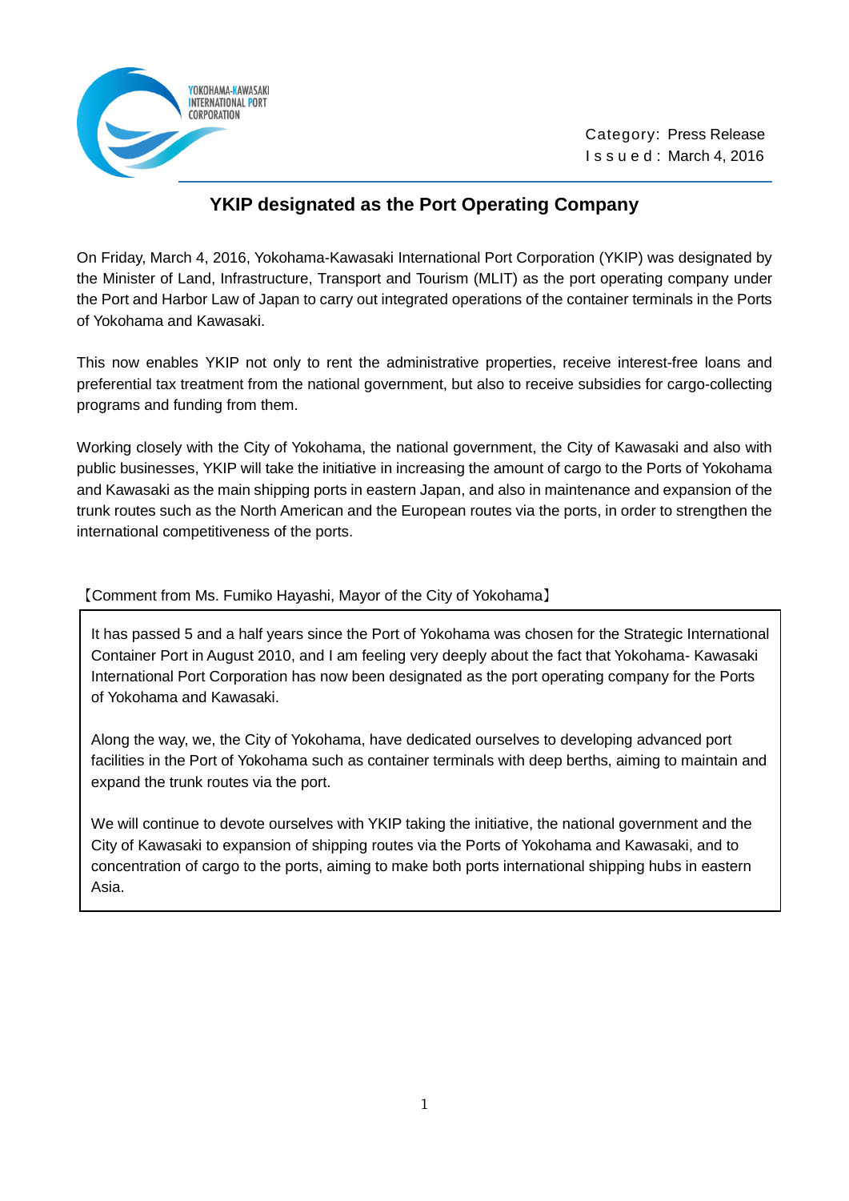YOKOHAMA-KAWASAKI INTERNATIONAL PORT CORPORATION

Category: Press Release
Issued: March 4, 2016

# YKIP designated as the Port Operating Company

On Friday, March 4, 2016, Yokohama-Kawasaki International Port Corporation (YKIP) was designated by the Minister of Land, Infrastructure, Transport and Tourism (MLIT) as the port operating company under the Port and Harbor Law of Japan to carry out integrated operations of the container terminals in the Ports of Yokohama and Kawasaki.

This now enables YKIP not only to rent the administrative properties, receive interest-free loans and preferential tax treatment from the national government, but also to receive subsidies for cargo-collecting programs and funding from them.

Working closely with the City of Yokohama, the national government, the City of Kawasaki and also with public businesses, YKIP will take the initiative in increasing the amount of cargo to the Ports of Yokohama and Kawasaki as the main shipping ports in eastern Japan, and also in maintenance and expansion of the trunk routes such as the North American and the European routes via the ports, in order to strengthen the international competitiveness of the ports.

【Comment from Ms. Fumiko Hayashi, Mayor of the City of Yokohama】

> It has passed 5 and a half years since the Port of Yokohama was chosen for the Strategic International Container Port in August 2010, and I am feeling very deeply about the fact that Yokohama- Kawasaki International Port Corporation has now been designated as the port operating company for the Ports of Yokohama and Kawasaki.
>
> Along the way, we, the City of Yokohama, have dedicated ourselves to developing advanced port facilities in the Port of Yokohama such as container terminals with deep berths, aiming to maintain and expand the trunk routes via the port.
>
> We will continue to devote ourselves with YKIP taking the initiative, the national government and the City of Kawasaki to expansion of shipping routes via the Ports of Yokohama and Kawasaki, and to concentration of cargo to the ports, aiming to make both ports international shipping hubs in eastern Asia.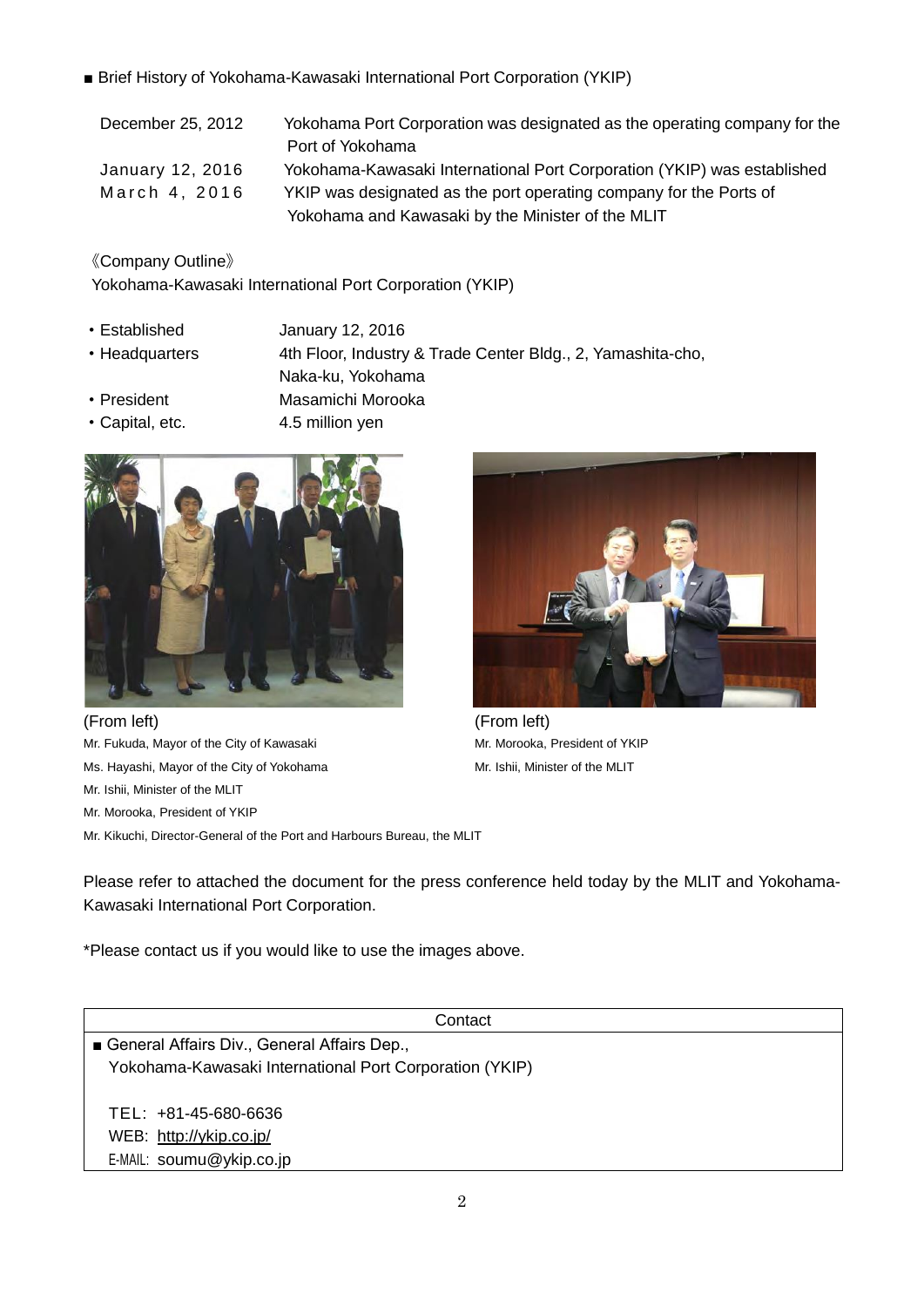■ Brief History of Yokohama-Kawasaki International Port Corporation (YKIP)

| | |
|---|---|
| December 25, 2012 | Yokohama Port Corporation was designated as the operating company for the Port of Yokohama |
| January 12, 2016 | Yokohama-Kawasaki International Port Corporation (YKIP) was established |
| March 4, 2016 | YKIP was designated as the port operating company for the Ports of Yokohama and Kawasaki by the Minister of the MLIT |

《Company Outline》

Yokohama-Kawasaki International Port Corporation (YKIP)

- Established January 12, 2016
- Headquarters 4th Floor, Industry & Trade Center Bldg., 2, Yamashita-cho, Naka-ku, Yokohama
- President Masamichi Morooka
- Capital, etc. 4.5 million yen

(From left)
Mr. Fukuda, Mayor of the City of Kawasaki
Ms. Hayashi, Mayor of the City of Yokohama
Mr. Ishii, Minister of the MLIT
Mr. Morooka, President of YKIP
Mr. Kikuchi, Director-General of the Port and Harbours Bureau, the MLIT

(From left)
Mr. Morooka, President of YKIP
Mr. Ishii, Minister of the MLIT

Please refer to attached the document for the press conference held today by the MLIT and Yokohama-Kawasaki International Port Corporation.

*Please contact us if you would like to use the images above.

| Contact |
|---|
| ■ General Affairs Div., General Affairs Dep., Yokohama-Kawasaki International Port Corporation (YKIP)<br><br>TEL: +81-45-680-6636<br>WEB: http://ykip.co.jp/<br>E-MAIL: soumu@ykip.co.jp |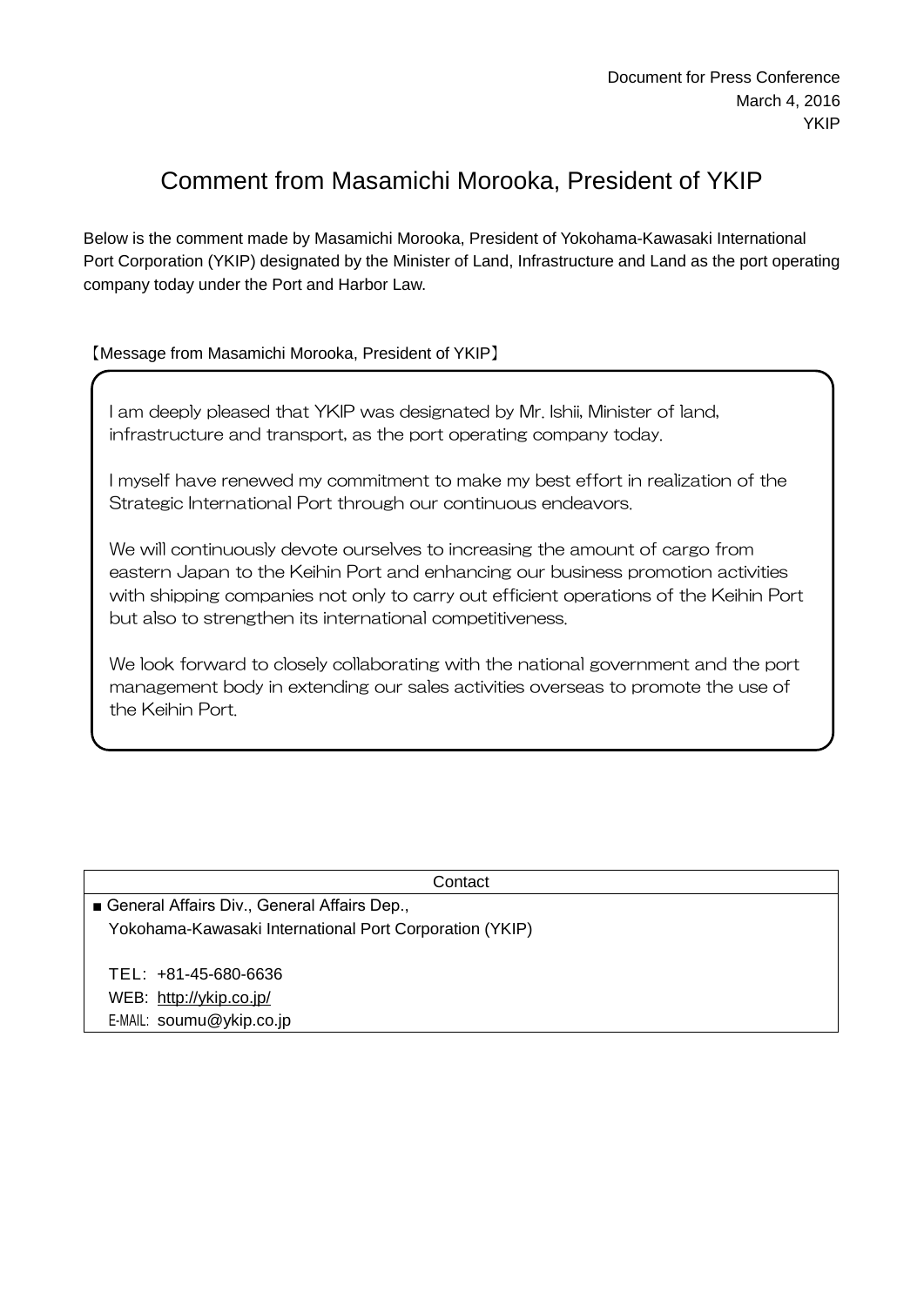Document for Press Conference
March 4, 2016
YKIP

# Comment from Masamichi Morooka, President of YKIP

Below is the comment made by Masamichi Morooka, President of Yokohama-Kawasaki International Port Corporation (YKIP) designated by the Minister of Land, Infrastructure and Land as the port operating company today under the Port and Harbor Law.

【Message from Masamichi Morooka, President of YKIP】

I am deeply pleased that YKIP was designated by Mr. Ishii, Minister of land, infrastructure and transport, as the port operating company today.

I myself have renewed my commitment to make my best effort in realization of the Strategic International Port through our continuous endeavors.

We will continuously devote ourselves to increasing the amount of cargo from eastern Japan to the Keihin Port and enhancing our business promotion activities with shipping companies not only to carry out efficient operations of the Keihin Port but also to strengthen its international competitiveness.

We look forward to closely collaborating with the national government and the port management body in extending our sales activities overseas to promote the use of the Keihin Port.

| Contact |
|---|
| ■ General Affairs Div., General Affairs Dep.,<br>Yokohama-Kawasaki International Port Corporation (YKIP)<br><br>TEL: +81-45-680-6636<br>WEB: http://ykip.co.jp/<br>E-MAIL: soumu@ykip.co.jp |